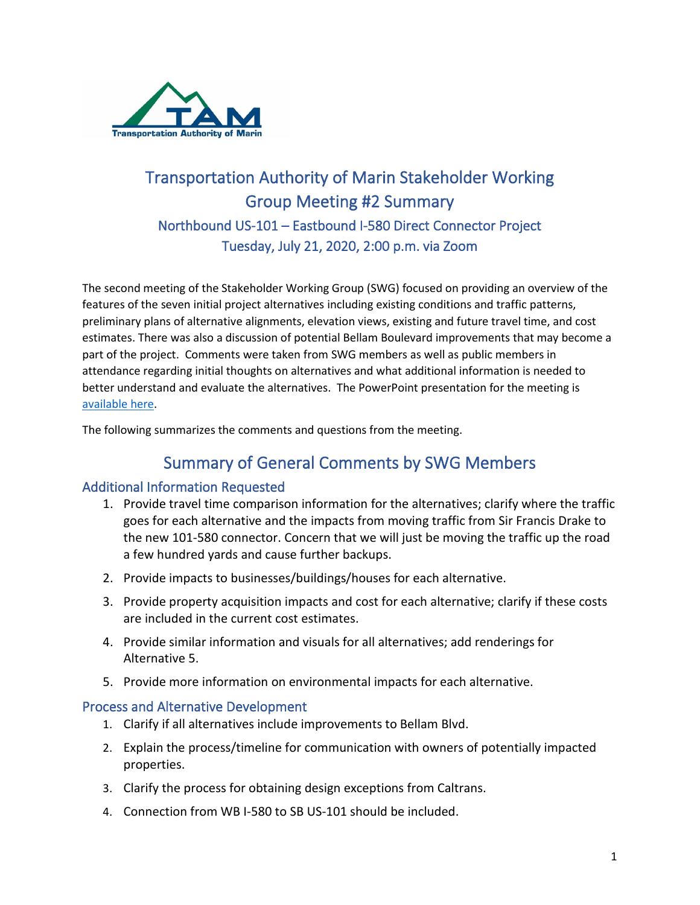# Transportation Authority of Marin Stakeholder Working Group Meeting #2 Summary

## Northbound US-101 – Eastbound I-580 Direct Connector Project

## Tuesday, July 21, 2020, 2:00 p.m. via Zoom

The second meeting of the Stakeholder Working Group (SWG) focused on providing an overview of the features of the seven initial project alternatives including existing conditions and traffic patterns, preliminary plans of alternative alignments, elevation views, existing and future travel time, and cost estimates. There was also a discussion of potential Bellam Boulevard improvements that may become a part of the project. Comments were taken from SWG members as well as public members in attendance regarding initial thoughts on alternatives and what additional information is needed to better understand and evaluate the alternatives. The PowerPoint presentation for the meeting is available here.

The following summarizes the comments and questions from the meeting.

## Summary of General Comments by SWG Members

### Additional Information Requested

1. Provide travel time comparison information for the alternatives; clarify where the traffic goes for each alternative and the impacts from moving traffic from Sir Francis Drake to the new 101-580 connector. Concern that we will just be moving the traffic up the road a few hundred yards and cause further backups.
2. Provide impacts to businesses/buildings/houses for each alternative.
3. Provide property acquisition impacts and cost for each alternative; clarify if these costs are included in the current cost estimates.
4. Provide similar information and visuals for all alternatives; add renderings for Alternative 5.
5. Provide more information on environmental impacts for each alternative.

### Process and Alternative Development

1. Clarify if all alternatives include improvements to Bellam Blvd.
2. Explain the process/timeline for communication with owners of potentially impacted properties.
3. Clarify the process for obtaining design exceptions from Caltrans.
4. Connection from WB I-580 to SB US-101 should be included.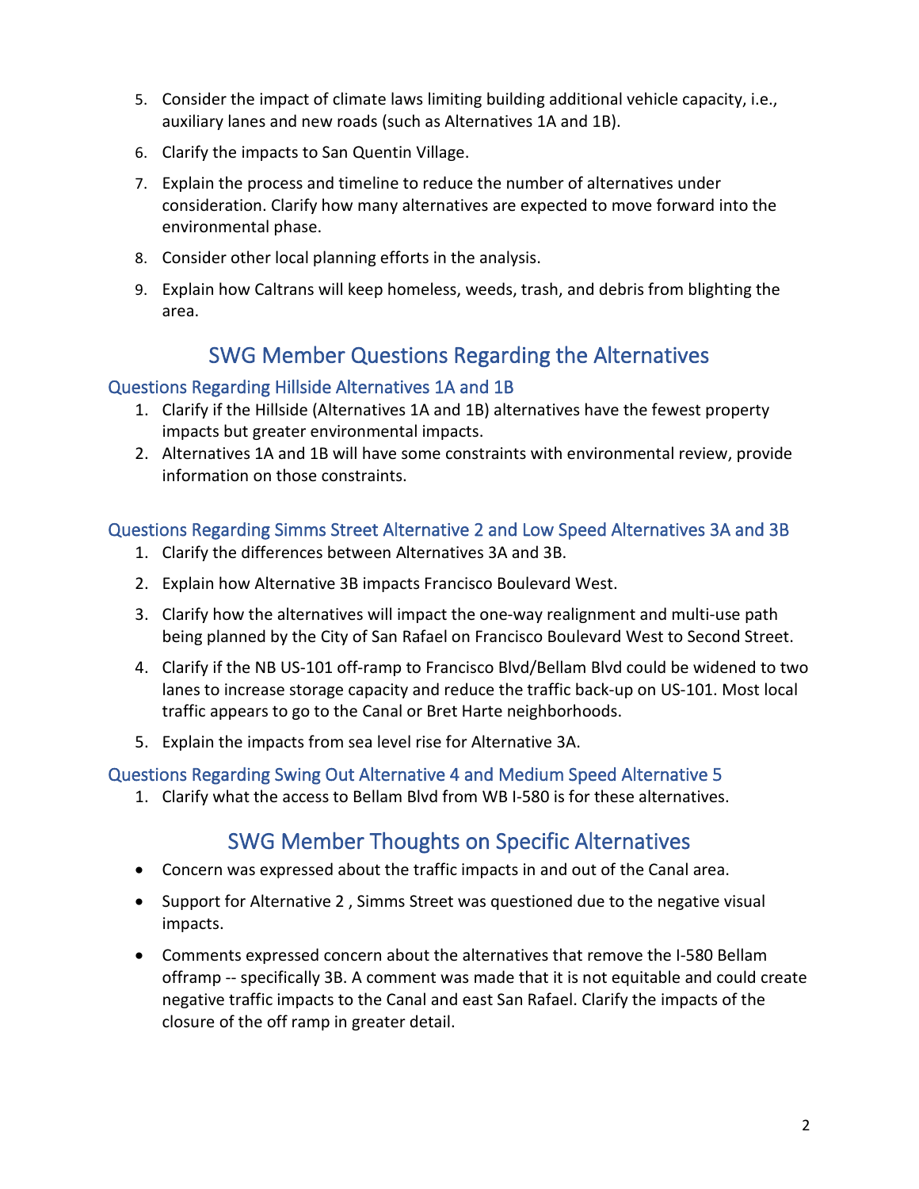5. Consider the impact of climate laws limiting building additional vehicle capacity, i.e., auxiliary lanes and new roads (such as Alternatives 1A and 1B).
6. Clarify the impacts to San Quentin Village.
7. Explain the process and timeline to reduce the number of alternatives under consideration. Clarify how many alternatives are expected to move forward into the environmental phase.
8. Consider other local planning efforts in the analysis.
9. Explain how Caltrans will keep homeless, weeds, trash, and debris from blighting the area.

## SWG Member Questions Regarding the Alternatives

### Questions Regarding Hillside Alternatives 1A and 1B

1. Clarify if the Hillside (Alternatives 1A and 1B) alternatives have the fewest property impacts but greater environmental impacts.
2. Alternatives 1A and 1B will have some constraints with environmental review, provide information on those constraints.

### Questions Regarding Simms Street Alternative 2 and Low Speed Alternatives 3A and 3B

1. Clarify the differences between Alternatives 3A and 3B.
2. Explain how Alternative 3B impacts Francisco Boulevard West.
3. Clarify how the alternatives will impact the one-way realignment and multi-use path being planned by the City of San Rafael on Francisco Boulevard West to Second Street.
4. Clarify if the NB US-101 off-ramp to Francisco Blvd/Bellam Blvd could be widened to two lanes to increase storage capacity and reduce the traffic back-up on US-101. Most local traffic appears to go to the Canal or Bret Harte neighborhoods.
5. Explain the impacts from sea level rise for Alternative 3A.

### Questions Regarding Swing Out Alternative 4 and Medium Speed Alternative 5

1. Clarify what the access to Bellam Blvd from WB I-580 is for these alternatives.

## SWG Member Thoughts on Specific Alternatives

- Concern was expressed about the traffic impacts in and out of the Canal area.
- Support for Alternative 2 , Simms Street was questioned due to the negative visual impacts.
- Comments expressed concern about the alternatives that remove the I-580 Bellam offramp -- specifically 3B. A comment was made that it is not equitable and could create negative traffic impacts to the Canal and east San Rafael. Clarify the impacts of the closure of the off ramp in greater detail.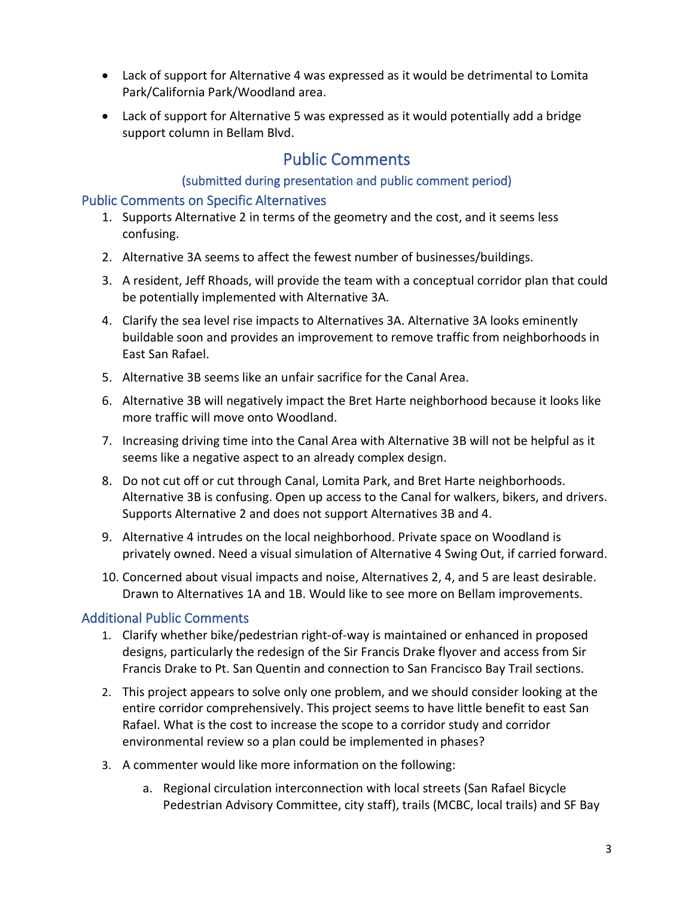- Lack of support for Alternative 4 was expressed as it would be detrimental to Lomita Park/California Park/Woodland area.
- Lack of support for Alternative 5 was expressed as it would potentially add a bridge support column in Bellam Blvd.

# Public Comments

### (submitted during presentation and public comment period)

## Public Comments on Specific Alternatives

1. Supports Alternative 2 in terms of the geometry and the cost, and it seems less confusing.
2. Alternative 3A seems to affect the fewest number of businesses/buildings.
3. A resident, Jeff Rhoads, will provide the team with a conceptual corridor plan that could be potentially implemented with Alternative 3A.
4. Clarify the sea level rise impacts to Alternatives 3A. Alternative 3A looks eminently buildable soon and provides an improvement to remove traffic from neighborhoods in East San Rafael.
5. Alternative 3B seems like an unfair sacrifice for the Canal Area.
6. Alternative 3B will negatively impact the Bret Harte neighborhood because it looks like more traffic will move onto Woodland.
7. Increasing driving time into the Canal Area with Alternative 3B will not be helpful as it seems like a negative aspect to an already complex design.
8. Do not cut off or cut through Canal, Lomita Park, and Bret Harte neighborhoods. Alternative 3B is confusing. Open up access to the Canal for walkers, bikers, and drivers. Supports Alternative 2 and does not support Alternatives 3B and 4.
9. Alternative 4 intrudes on the local neighborhood. Private space on Woodland is privately owned. Need a visual simulation of Alternative 4 Swing Out, if carried forward.
10. Concerned about visual impacts and noise, Alternatives 2, 4, and 5 are least desirable. Drawn to Alternatives 1A and 1B. Would like to see more on Bellam improvements.

## Additional Public Comments

1. Clarify whether bike/pedestrian right-of-way is maintained or enhanced in proposed designs, particularly the redesign of the Sir Francis Drake flyover and access from Sir Francis Drake to Pt. San Quentin and connection to San Francisco Bay Trail sections.
2. This project appears to solve only one problem, and we should consider looking at the entire corridor comprehensively. This project seems to have little benefit to east San Rafael. What is the cost to increase the scope to a corridor study and corridor environmental review so a plan could be implemented in phases?
3. A commenter would like more information on the following:
   a. Regional circulation interconnection with local streets (San Rafael Bicycle Pedestrian Advisory Committee, city staff), trails (MCBC, local trails) and SF Bay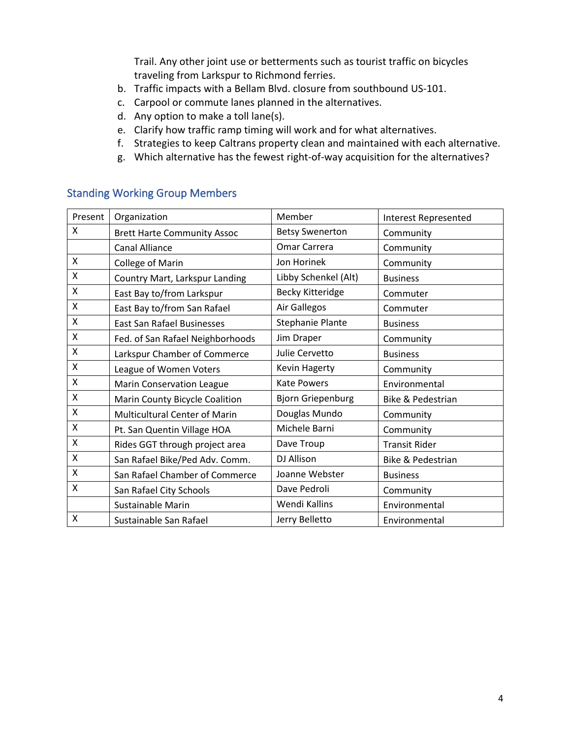Trail. Any other joint use or betterments such as tourist traffic on bicycles traveling from Larkspur to Richmond ferries.

b. Traffic impacts with a Bellam Blvd. closure from southbound US-101.
c. Carpool or commute lanes planned in the alternatives.
d. Any option to make a toll lane(s).
e. Clarify how traffic ramp timing will work and for what alternatives.
f. Strategies to keep Caltrans property clean and maintained with each alternative.
g. Which alternative has the fewest right-of-way acquisition for the alternatives?

## Standing Working Group Members

| Present | Organization | Member | Interest Represented |
|---|---|---|---|
| X | Brett Harte Community Assoc | Betsy Swenerton | Community |
| | Canal Alliance | Omar Carrera | Community |
| X | College of Marin | Jon Horinek | Community |
| X | Country Mart, Larkspur Landing | Libby Schenkel (Alt) | Business |
| X | East Bay to/from Larkspur | Becky Kitteridge | Commuter |
| X | East Bay to/from San Rafael | Air Gallegos | Commuter |
| X | East San Rafael Businesses | Stephanie Plante | Business |
| X | Fed. of San Rafael Neighborhoods | Jim Draper | Community |
| X | Larkspur Chamber of Commerce | Julie Cervetto | Business |
| X | League of Women Voters | Kevin Hagerty | Community |
| X | Marin Conservation League | Kate Powers | Environmental |
| X | Marin County Bicycle Coalition | Bjorn Griepenburg | Bike & Pedestrian |
| X | Multicultural Center of Marin | Douglas Mundo | Community |
| X | Pt. San Quentin Village HOA | Michele Barni | Community |
| X | Rides GGT through project area | Dave Troup | Transit Rider |
| X | San Rafael Bike/Ped Adv. Comm. | DJ Allison | Bike & Pedestrian |
| X | San Rafael Chamber of Commerce | Joanne Webster | Business |
| X | San Rafael City Schools | Dave Pedroli | Community |
| | Sustainable Marin | Wendi Kallins | Environmental |
| X | Sustainable San Rafael | Jerry Belletto | Environmental |